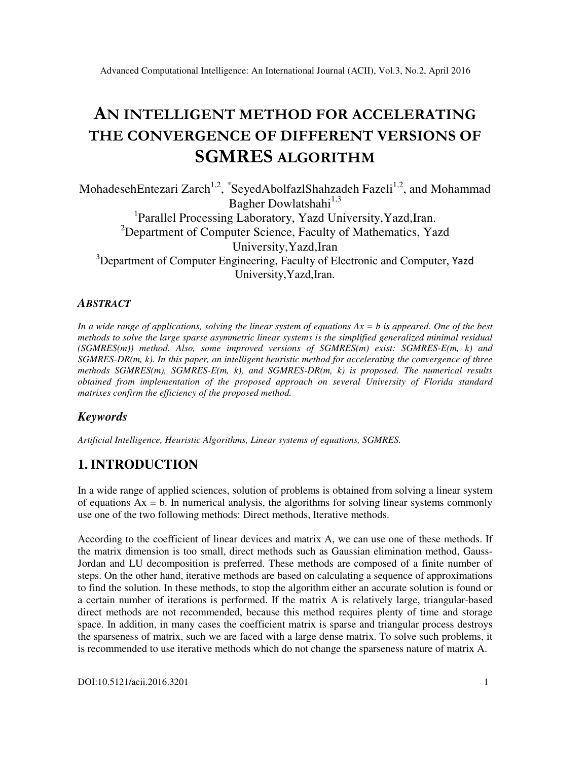# AN INTELLIGENT METHOD FOR ACCELERATING THE CONVERGENCE OF DIFFERENT VERSIONS OF SGMRES ALGORITHM

MohadesehEntezari Zarch[1,2], *SeyedAbolfazlShahzadeh Fazeli[1,2], and Mohammad Bagher Dowlatshahi[1,3]

[1]Parallel Processing Laboratory, Yazd University,Yazd,Iran.
[2]Department of Computer Science, Faculty of Mathematics, Yazd University,Yazd,Iran
[3]Department of Computer Engineering, Faculty of Electronic and Computer, Yazd University,Yazd,Iran.

### *ABSTRACT*

*In a wide range of applications, solving the linear system of equations Ax = b is appeared. One of the best methods to solve the large sparse asymmetric linear systems is the simplified generalized minimal residual (SGMRES(m)) method. Also, some improved versions of SGMRES(m) exist: SGMRES-E(m, k) and SGMRES-DR(m, k). In this paper, an intelligent heuristic method for accelerating the convergence of three methods SGMRES(m), SGMRES-E(m, k), and SGMRES-DR(m, k) is proposed. The numerical results obtained from implementation of the proposed approach on several University of Florida standard matrixes confirm the efficiency of the proposed method.*

### *Keywords*

*Artificial Intelligence, Heuristic Algorithms, Linear systems of equations, SGMRES.*

## 1. INTRODUCTION

In a wide range of applied sciences, solution of problems is obtained from solving a linear system of equations Ax = b. In numerical analysis, the algorithms for solving linear systems commonly use one of the two following methods: Direct methods, Iterative methods.

According to the coefficient of linear devices and matrix A, we can use one of these methods. If the matrix dimension is too small, direct methods such as Gaussian elimination method, Gauss-Jordan and LU decomposition is preferred. These methods are composed of a finite number of steps. On the other hand, iterative methods are based on calculating a sequence of approximations to find the solution. In these methods, to stop the algorithm either an accurate solution is found or a certain number of iterations is performed. If the matrix A is relatively large, triangular-based direct methods are not recommended, because this method requires plenty of time and storage space. In addition, in many cases the coefficient matrix is sparse and triangular process destroys the sparseness of matrix, such we are faced with a large dense matrix. To solve such problems, it is recommended to use iterative methods which do not change the sparseness nature of matrix A.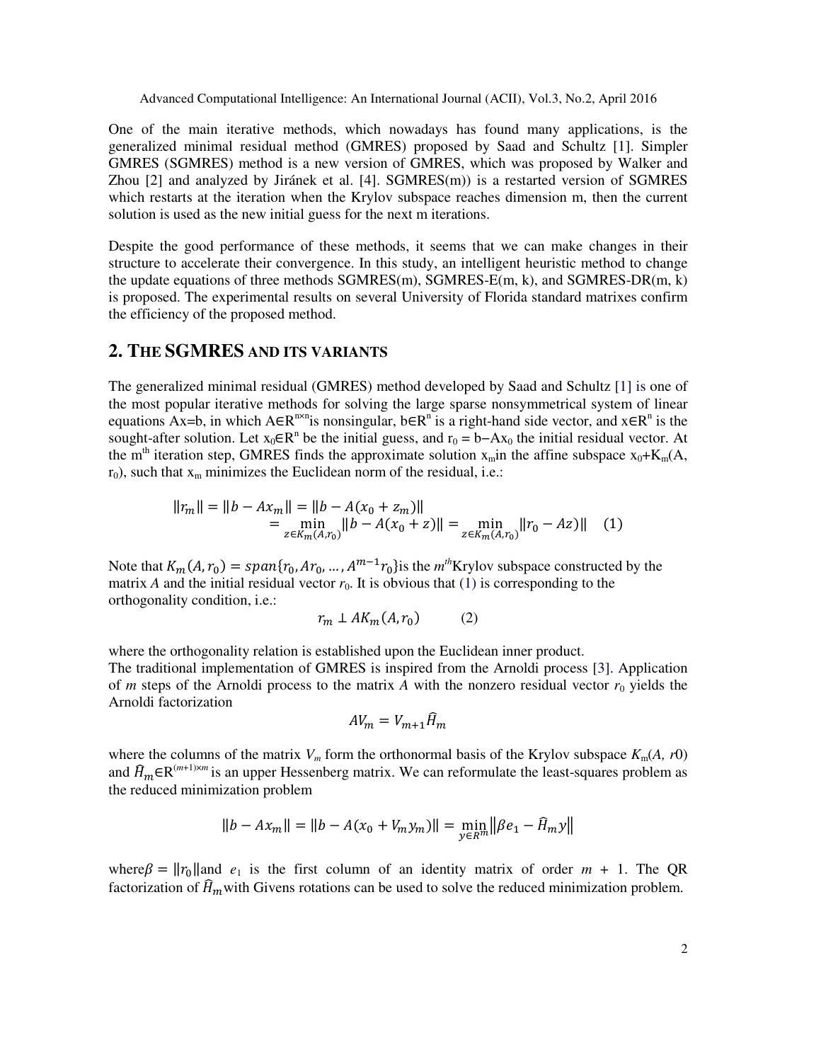One of the main iterative methods, which nowadays has found many applications, is the generalized minimal residual method (GMRES) proposed by Saad and Schultz [1]. Simpler GMRES (SGMRES) method is a new version of GMRES, which was proposed by Walker and Zhou [2] and analyzed by Jiránek et al. [4]. SGMRES(m)) is a restarted version of SGMRES which restarts at the iteration when the Krylov subspace reaches dimension m, then the current solution is used as the new initial guess for the next m iterations.

Despite the good performance of these methods, it seems that we can make changes in their structure to accelerate their convergence. In this study, an intelligent heuristic method to change the update equations of three methods SGMRES(m), SGMRES-E(m, k), and SGMRES-DR(m, k) is proposed. The experimental results on several University of Florida standard matrixes confirm the efficiency of the proposed method.

## 2. THE SGMRES AND ITS VARIANTS

The generalized minimal residual (GMRES) method developed by Saad and Schultz [1] is one of the most popular iterative methods for solving the large sparse nonsymmetrical system of linear equations Ax=b, in which $A\in R^{n\times n}$ is nonsingular, $b\in R^n$ is a right-hand side vector, and $x\in R^n$ is the sought-after solution. Let $x_0\in R^n$ be the initial guess, and $r_0 = b-Ax_0$ the initial residual vector. At the m[th] iteration step, GMRES finds the approximate solution $x_m$ in the affine subspace $x_0+K_m(A, r_0)$, such that $x_m$ minimizes the Euclidean norm of the residual, i.e.:

$$\|r_m\| = \|b - Ax_m\| = \|b - A(x_0 + z_m)\| = \min_{z\in K_m(A,r_0)} \|b - A(x_0 + z)\| = \min_{z\in K_m(A,r_0)} \|r_0 - Az)\| \quad (1)$$

Note that $K_m(A, r_0) = span\{r_0, Ar_0, \ldots, A^{m-1}r_0\}$ is the *m*[th] Krylov subspace constructed by the matrix *A* and the initial residual vector $r_0$. It is obvious that (1) is corresponding to the orthogonality condition, i.e.:

$$r_m \perp AK_m(A, r_0) \qquad (2)$$

where the orthogonality relation is established upon the Euclidean inner product.
The traditional implementation of GMRES is inspired from the Arnoldi process [3]. Application of *m* steps of the Arnoldi process to the matrix *A* with the nonzero residual vector $r_0$ yields the Arnoldi factorization

$$AV_m = V_{m+1}\widehat{H}_m$$

where the columns of the matrix $V_m$ form the orthonormal basis of the Krylov subspace $K_m(A, r0)$ and $\widehat{H}_m \in R^{(m+1)\times m}$ is an upper Hessenberg matrix. We can reformulate the least-squares problem as the reduced minimization problem

$$\|b - Ax_m\| = \|b - A(x_0 + V_m y_m)\| = \min_{y\in R^m} \left\|\beta e_1 - \widehat{H}_m y\right\|$$

where $\beta = \|r_0\|$ and $e_1$ is the first column of an identity matrix of order $m + 1$. The QR factorization of $\widehat{H}_m$ with Givens rotations can be used to solve the reduced minimization problem.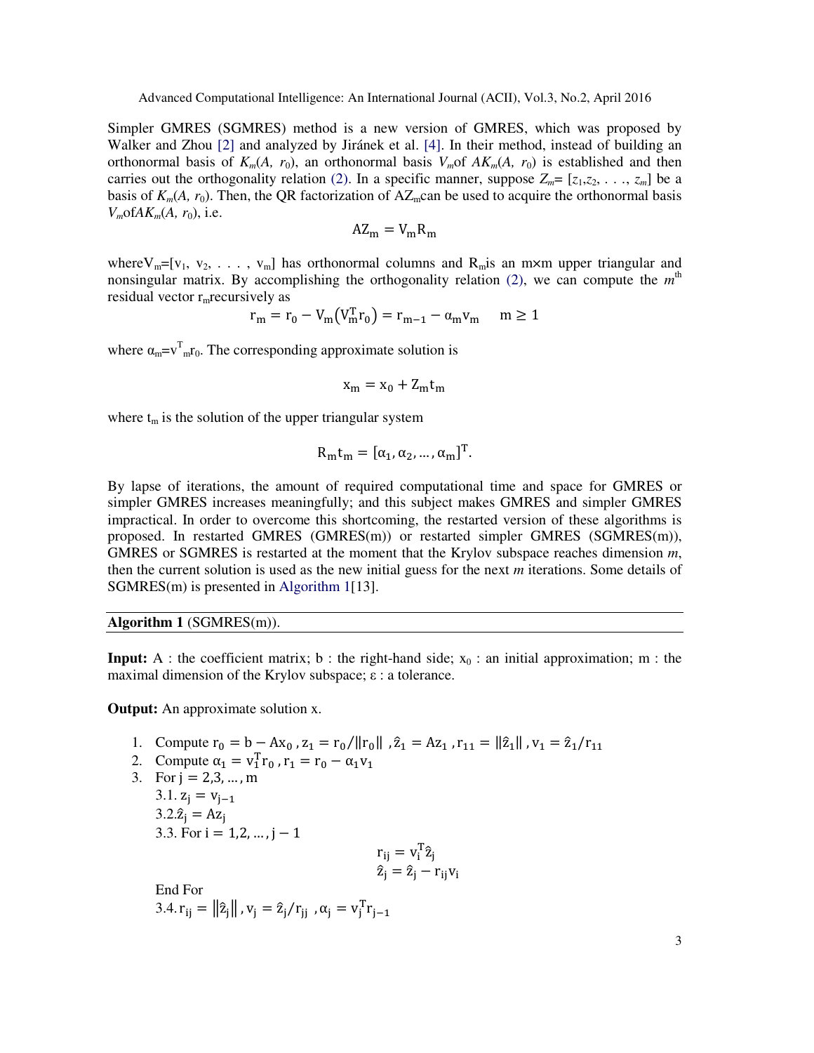Simpler GMRES (SGMRES) method is a new version of GMRES, which was proposed by Walker and Zhou [2] and analyzed by Jiránek et al. [4]. In their method, instead of building an orthonormal basis of $K_m(A, r_0)$, an orthonormal basis $V_m$ of $AK_m(A, r_0)$ is established and then carries out the orthogonality relation (2). In a specific manner, suppose $Z_m = [z_1, z_2, \ldots, z_m]$ be a basis of $K_m(A, r_0)$. Then, the QR factorization of $AZ_m$ can be used to acquire the orthonormal basis $V_m$ of $AK_m(A, r_0)$, i.e.

$$AZ_m = V_m R_m$$

where $V_m = [v_1, v_2, \ldots, v_m]$ has orthonormal columns and $R_m$ is an m×m upper triangular and nonsingular matrix. By accomplishing the orthogonality relation (2), we can compute the $m^{th}$ residual vector $r_m$ recursively as

$$r_m = r_0 - V_m(V_m^T r_0) = r_{m-1} - \alpha_m v_m \quad m \geq 1$$

where $\alpha_m = v_m^T r_0$. The corresponding approximate solution is

$$x_m = x_0 + Z_m t_m$$

where $t_m$ is the solution of the upper triangular system

$$R_m t_m = [\alpha_1, \alpha_2, \ldots, \alpha_m]^T.$$

By lapse of iterations, the amount of required computational time and space for GMRES or simpler GMRES increases meaningfully; and this subject makes GMRES and simpler GMRES impractical. In order to overcome this shortcoming, the restarted version of these algorithms is proposed. In restarted GMRES (GMRES(m)) or restarted simpler GMRES (SGMRES(m)), GMRES or SGMRES is restarted at the moment that the Krylov subspace reaches dimension *m*, then the current solution is used as the new initial guess for the next *m* iterations. Some details of SGMRES(m) is presented in Algorithm 1[13].

---

**Algorithm 1** (SGMRES(m)).

---

**Input:** A : the coefficient matrix; b : the right-hand side; $x_0$ : an initial approximation; m : the maximal dimension of the Krylov subspace; ε : a tolerance.

**Output:** An approximate solution x.

1. Compute $r_0 = b - Ax_0$, $z_1 = r_0/\|r_0\|$, $\hat{z}_1 = Az_1$, $r_{11} = \|\hat{z}_1\|$, $v_1 = \hat{z}_1/r_{11}$
2. Compute $\alpha_1 = v_1^T r_0$, $r_1 = r_0 - \alpha_1 v_1$
3. For $j = 2,3,\ldots,m$

   3.1. $z_j = v_{j-1}$

   3.2. $\hat{z}_j = Az_j$

   3.3. For $i = 1,2,\ldots,j-1$

   $$r_{ij} = v_i^T \hat{z}_j$$
   $$\hat{z}_j = \hat{z}_j - r_{ij} v_i$$

   End For

   3.4. $r_{ij} = \|\hat{z}_j\|$, $v_j = \hat{z}_j/r_{jj}$, $\alpha_j = v_j^T r_{j-1}$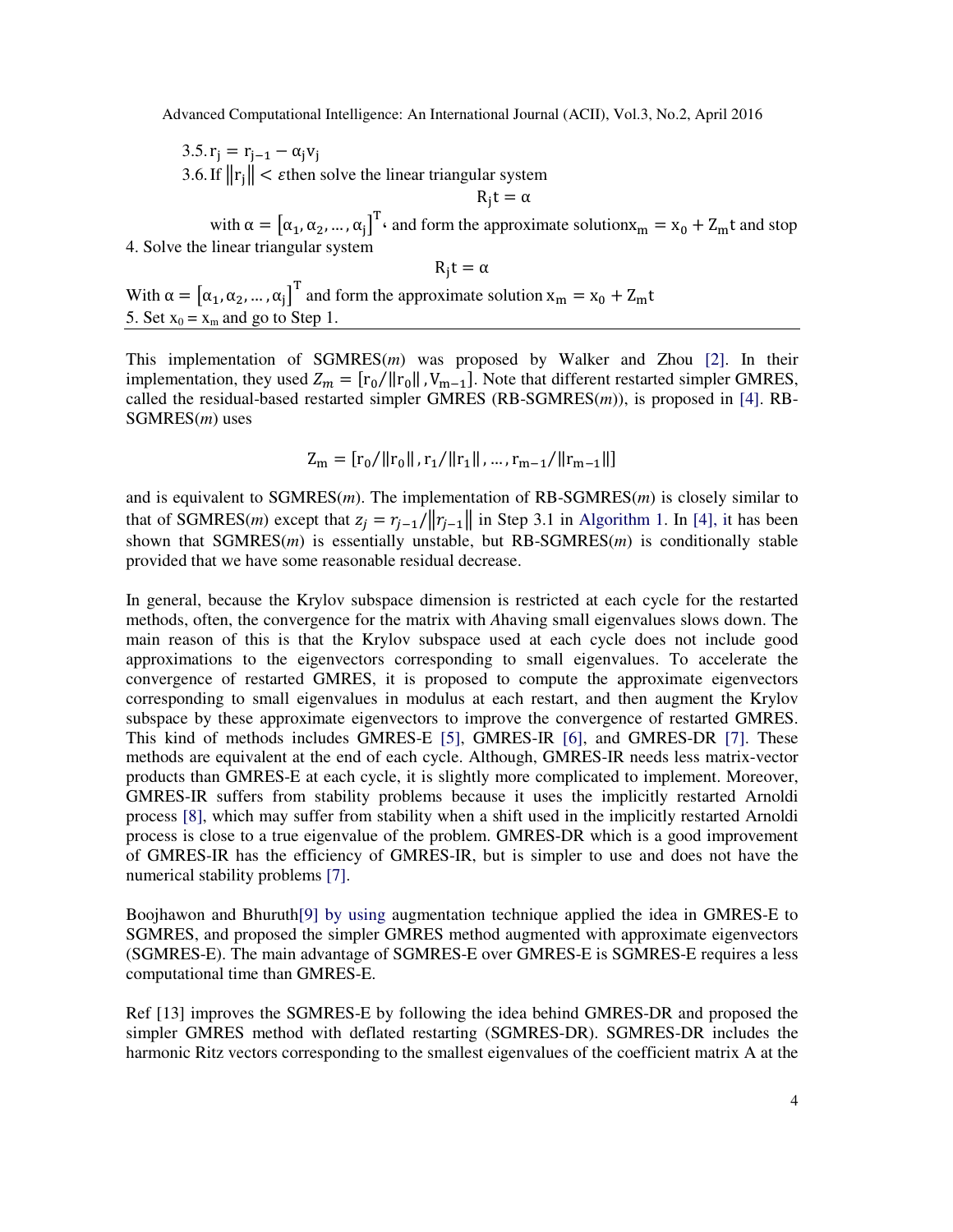3.5. $r_j = r_{j-1} - \alpha_j v_j$

3.6. If $\|r_j\| < \varepsilon$ then solve the linear triangular system

$$R_j t = \alpha$$

with $\alpha = [\alpha_1, \alpha_2, \dots, \alpha_j]^T$, and form the approximate solution $x_m = x_0 + Z_m t$ and stop

4. Solve the linear triangular system

$$R_j t = \alpha$$

With $\alpha = [\alpha_1, \alpha_2, \dots, \alpha_j]^T$ and form the approximate solution $x_m = x_0 + Z_m t$

5. Set $x_0 = x_m$ and go to Step 1.

---

This implementation of SGMRES(*m*) was proposed by Walker and Zhou [2]. In their implementation, they used $Z_m = [r_0/\|r_0\|, V_{m-1}]$. Note that different restarted simpler GMRES, called the residual-based restarted simpler GMRES (RB-SGMRES(*m*)), is proposed in [4]. RB-SGMRES(*m*) uses

$$Z_m = [r_0/\|r_0\|, r_1/\|r_1\|, \dots, r_{m-1}/\|r_{m-1}\|]$$

and is equivalent to SGMRES(*m*). The implementation of RB-SGMRES(*m*) is closely similar to that of SGMRES(*m*) except that $z_j = r_{j-1}/\|r_{j-1}\|$ in Step 3.1 in Algorithm 1. In [4], it has been shown that SGMRES(*m*) is essentially unstable, but RB-SGMRES(*m*) is conditionally stable provided that we have some reasonable residual decrease.

In general, because the Krylov subspace dimension is restricted at each cycle for the restarted methods, often, the convergence for the matrix with *A*having small eigenvalues slows down. The main reason of this is that the Krylov subspace used at each cycle does not include good approximations to the eigenvectors corresponding to small eigenvalues. To accelerate the convergence of restarted GMRES, it is proposed to compute the approximate eigenvectors corresponding to small eigenvalues in modulus at each restart, and then augment the Krylov subspace by these approximate eigenvectors to improve the convergence of restarted GMRES. This kind of methods includes GMRES-E [5], GMRES-IR [6], and GMRES-DR [7]. These methods are equivalent at the end of each cycle. Although, GMRES-IR needs less matrix-vector products than GMRES-E at each cycle, it is slightly more complicated to implement. Moreover, GMRES-IR suffers from stability problems because it uses the implicitly restarted Arnoldi process [8], which may suffer from stability when a shift used in the implicitly restarted Arnoldi process is close to a true eigenvalue of the problem. GMRES-DR which is a good improvement of GMRES-IR has the efficiency of GMRES-IR, but is simpler to use and does not have the numerical stability problems [7].

Boojhawon and Bhuruth[9] by using augmentation technique applied the idea in GMRES-E to SGMRES, and proposed the simpler GMRES method augmented with approximate eigenvectors (SGMRES-E). The main advantage of SGMRES-E over GMRES-E is SGMRES-E requires a less computational time than GMRES-E.

Ref [13] improves the SGMRES-E by following the idea behind GMRES-DR and proposed the simpler GMRES method with deflated restarting (SGMRES-DR). SGMRES-DR includes the harmonic Ritz vectors corresponding to the smallest eigenvalues of the coefficient matrix A at the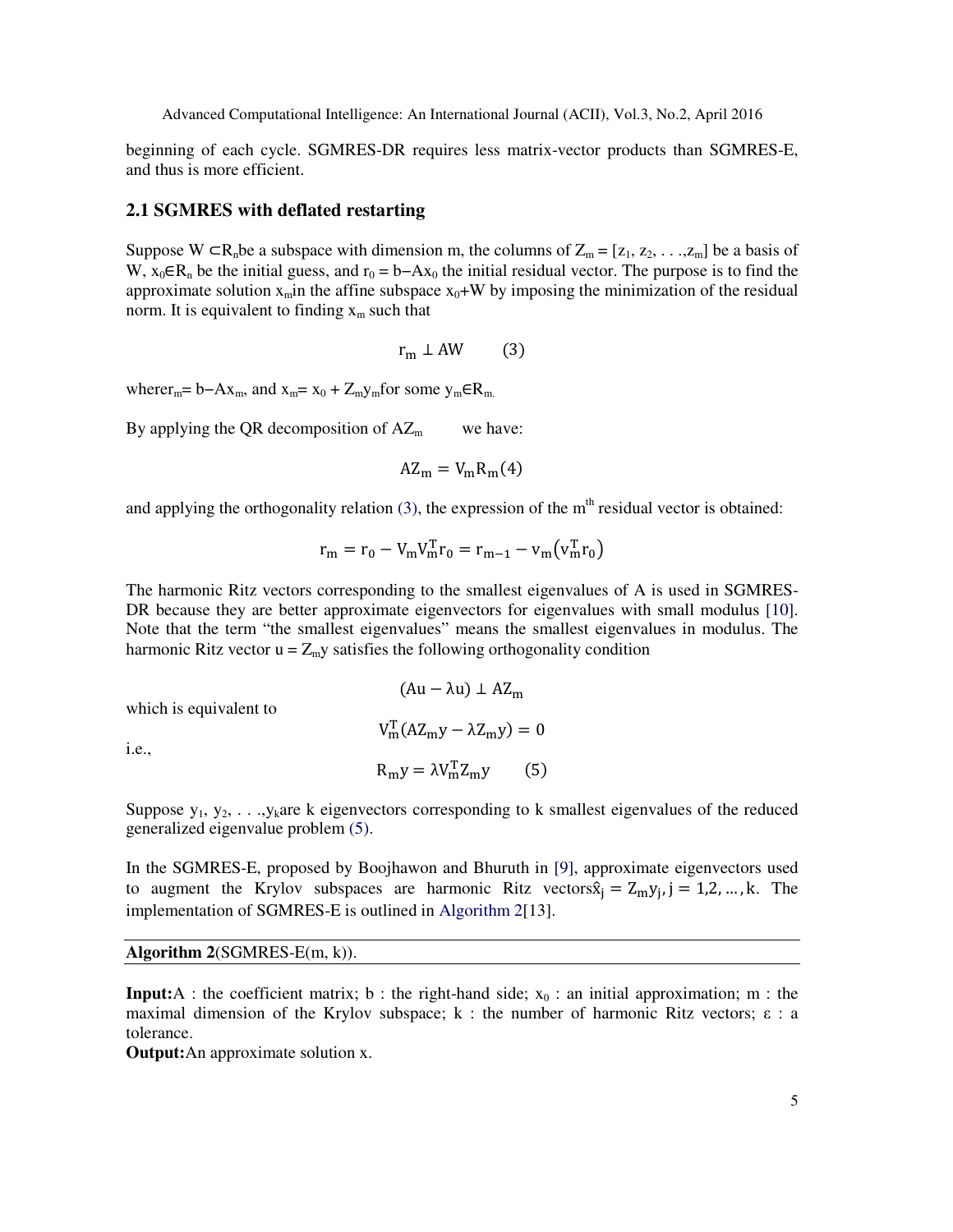beginning of each cycle. SGMRES-DR requires less matrix-vector products than SGMRES-E, and thus is more efficient.

## 2.1 SGMRES with deflated restarting

Suppose $W \subset R_n$ be a subspace with dimension m, the columns of $Z_m = [z_1, z_2, \ldots, z_m]$ be a basis of W, $x_0 \in R_n$ be the initial guess, and $r_0 = b - Ax_0$ the initial residual vector. The purpose is to find the approximate solution $x_m$ in the affine subspace $x_0 + W$ by imposing the minimization of the residual norm. It is equivalent to finding $x_m$ such that

$$r_m \perp AW \qquad (3)$$

where $r_m = b - Ax_m$, and $x_m = x_0 + Z_m y_m$ for some $y_m \in R_m$.

By applying the QR decomposition of $AZ_m$ we have:

$$AZ_m = V_m R_m \quad (4)$$

and applying the orthogonality relation (3), the expression of the $m^{th}$ residual vector is obtained:

$$r_m = r_0 - V_m V_m^T r_0 = r_{m-1} - v_m (v_m^T r_0)$$

The harmonic Ritz vectors corresponding to the smallest eigenvalues of A is used in SGMRES-DR because they are better approximate eigenvectors for eigenvalues with small modulus [10]. Note that the term "the smallest eigenvalues" means the smallest eigenvalues in modulus. The harmonic Ritz vector $u = Z_m y$ satisfies the following orthogonality condition

$$(Au - \lambda u) \perp AZ_m$$

which is equivalent to

$$V_m^T (AZ_m y - \lambda Z_m y) = 0$$

i.e.,

$$R_m y = \lambda V_m^T Z_m y \qquad (5)$$

Suppose $y_1, y_2, \ldots, y_k$ are k eigenvectors corresponding to k smallest eigenvalues of the reduced generalized eigenvalue problem (5).

In the SGMRES-E, proposed by Boojhawon and Bhuruth in [9], approximate eigenvectors used to augment the Krylov subspaces are harmonic Ritz vectors $\hat{x}_j = Z_m y_j, j = 1,2, \ldots, k$. The implementation of SGMRES-E is outlined in Algorithm 2[13].

---

**Algorithm 2**(SGMRES-E(m, k)).

---

**Input:** A : the coefficient matrix; b : the right-hand side; $x_0$ : an initial approximation; m : the maximal dimension of the Krylov subspace; k : the number of harmonic Ritz vectors; ε : a tolerance.

**Output:** An approximate solution x.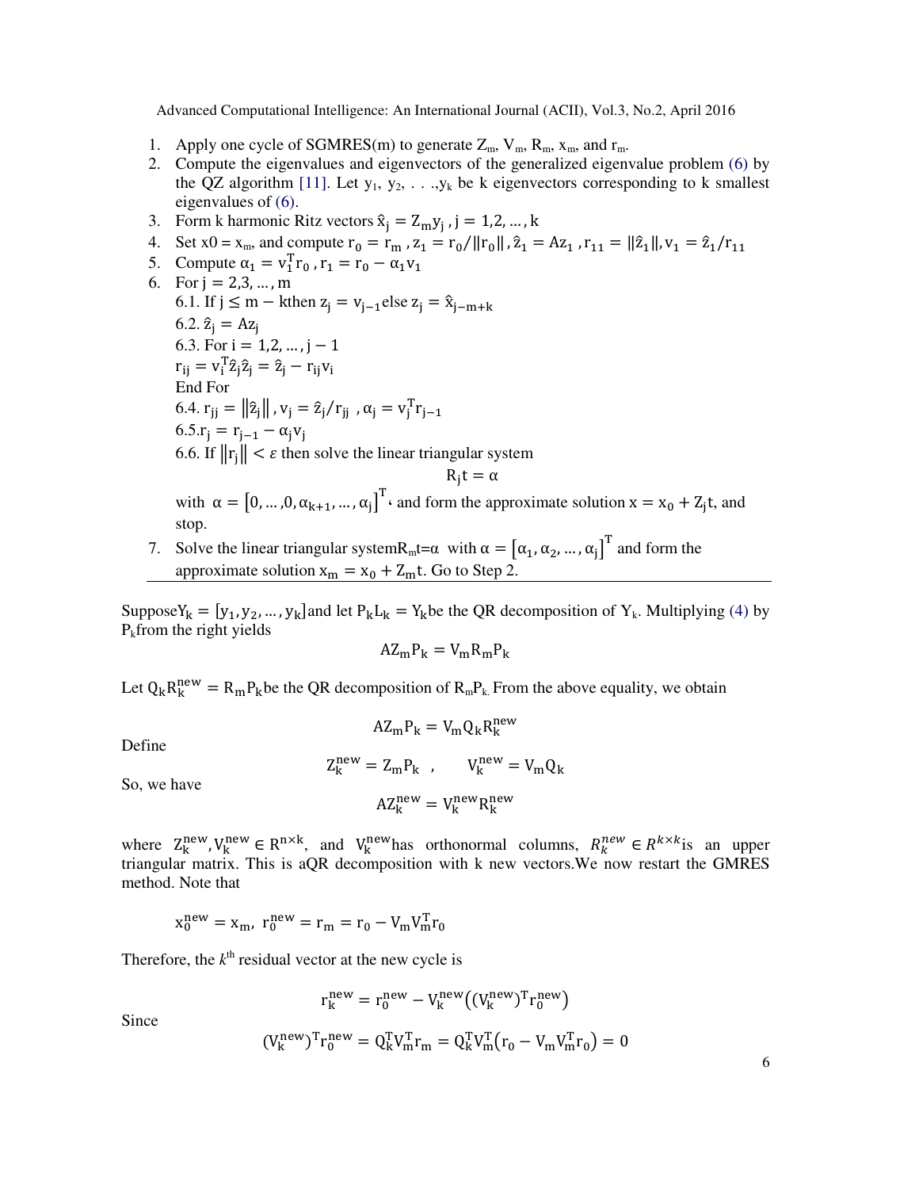1. Apply one cycle of SGMRES(m) to generate $Z_m$, $V_m$, $R_m$, $x_m$, and $r_m$.
2. Compute the eigenvalues and eigenvectors of the generalized eigenvalue problem (6) by the QZ algorithm [11]. Let $y_1, y_2, \ldots, y_k$ be k eigenvectors corresponding to k smallest eigenvalues of (6).
3. Form k harmonic Ritz vectors $\hat{x}_j = Z_m y_j$, $j = 1,2,\ldots,k$
4. Set x0 = $x_m$, and compute $r_0 = r_m$, $z_1 = r_0/\|r_0\|$, $\hat{z}_1 = Az_1$, $r_{11} = \|\hat{z}_1\|$, $v_1 = \hat{z}_1/r_{11}$
5. Compute $\alpha_1 = v_1^T r_0$, $r_1 = r_0 - \alpha_1 v_1$
6. For $j = 2,3,\ldots,m$
   6.1. If $j \leq m - k$ then $z_j = v_{j-1}$ else $z_j = \hat{x}_{j-m+k}$
   6.2. $\hat{z}_j = Az_j$
   6.3. For $i = 1,2,\ldots,j-1$
   $r_{ij} = v_i^T \hat{z}_j \hat{z}_j = \hat{z}_j - r_{ij} v_i$
   End For
   6.4. $r_{jj} = \|\hat{z}_j\|$, $v_j = \hat{z}_j/r_{jj}$, $\alpha_j = v_j^T r_{j-1}$
   6.5. $r_j = r_{j-1} - \alpha_j v_j$
   6.6. If $\|r_j\| < \varepsilon$ then solve the linear triangular system
   $$R_j t = \alpha$$
   with $\alpha = [0,\ldots,0,\alpha_{k+1},\ldots,\alpha_j]^T$, and form the approximate solution $x = x_0 + Z_j t$, and stop.
7. Solve the linear triangular system $R_m t = \alpha$ with $\alpha = [\alpha_1, \alpha_2, \ldots, \alpha_j]^T$ and form the approximate solution $x_m = x_0 + Z_m t$. Go to Step 2.

---

Suppose $Y_k = [y_1, y_2, \ldots, y_k]$ and let $P_k L_k = Y_k$ be the QR decomposition of $Y_k$. Multiplying (4) by $P_k$ from the right yields

$$AZ_m P_k = V_m R_m P_k$$

Let $Q_k R_k^{new} = R_m P_k$ be the QR decomposition of $R_m P_k$. From the above equality, we obtain

$$AZ_m P_k = V_m Q_k R_k^{new}$$

Define

$$Z_k^{new} = Z_m P_k \quad , \qquad V_k^{new} = V_m Q_k$$

So, we have

$$AZ_k^{new} = V_k^{new} R_k^{new}$$

where $Z_k^{new}, V_k^{new} \in R^{n\times k}$, and $V_k^{new}$ has orthonormal columns, $R_k^{new} \in R^{k\times k}$ is an upper triangular matrix. This is a QR decomposition with k new vectors. We now restart the GMRES method. Note that

$$x_0^{new} = x_m, \; r_0^{new} = r_m = r_0 - V_m V_m^T r_0$$

Therefore, the $k^{th}$ residual vector at the new cycle is

$$r_k^{new} = r_0^{new} - V_k^{new}\left((V_k^{new})^T r_0^{new}\right)$$

Since

$$(V_k^{new})^T r_0^{new} = Q_k^T V_m^T r_m = Q_k^T V_m^T \left(r_0 - V_m V_m^T r_0\right) = 0$$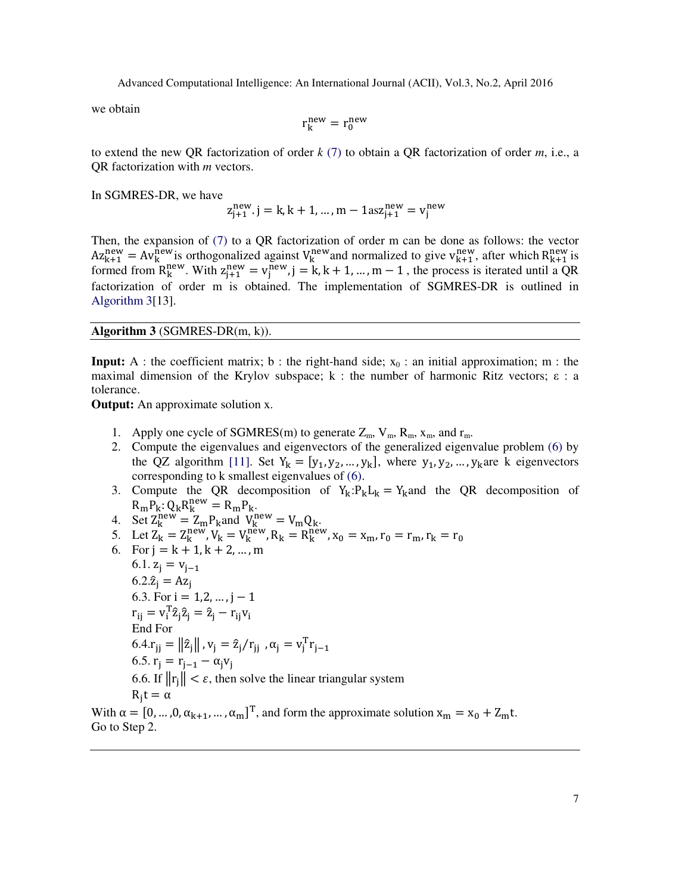we obtain

$$r_k^{new} = r_0^{new}$$

to extend the new QR factorization of order *k* (7) to obtain a QR factorization of order *m*, i.e., a QR factorization with *m* vectors.

In SGMRES-DR, we have

$$z_{j+1}^{new}. j = k, k+1, \dots, m-1 \text{as} z_{j+1}^{new} = v_j^{new}$$

Then, the expansion of (7) to a QR factorization of order m can be done as follows: the vector $Az_{k+1}^{new} = Av_k^{new}$ is orthogonalized against $V_k^{new}$ and normalized to give $v_{k+1}^{new}$, after which $R_{k+1}^{new}$ is formed from $R_k^{new}$. With $z_{j+1}^{new} = v_j^{new}, j = k, k+1, \dots, m-1$, the process is iterated until a QR factorization of order m is obtained. The implementation of SGMRES-DR is outlined in Algorithm 3[13].

---

**Algorithm 3** (SGMRES-DR(m, k)).

---

**Input:** A : the coefficient matrix; b : the right-hand side; $x_0$ : an initial approximation; m : the maximal dimension of the Krylov subspace; k : the number of harmonic Ritz vectors; ε : a tolerance.
**Output:** An approximate solution x.

1. Apply one cycle of SGMRES(m) to generate $Z_m$, $V_m$, $R_m$, $x_m$, and $r_m$.
2. Compute the eigenvalues and eigenvectors of the generalized eigenvalue problem (6) by the QZ algorithm [11]. Set $Y_k = [y_1, y_2, \dots, y_k]$, where $y_1, y_2, \dots, y_k$ are k eigenvectors corresponding to k smallest eigenvalues of (6).
3. Compute the QR decomposition of $Y_k$: $P_k L_k = Y_k$ and the QR decomposition of $R_m P_k$: $Q_k R_k^{new} = R_m P_k$.
4. Set $Z_k^{new} = Z_m P_k$ and $V_k^{new} = V_m Q_k$.
5. Let $Z_k = Z_k^{new}, V_k = V_k^{new}, R_k = R_k^{new}, x_0 = x_m, r_0 = r_m, r_k = r_0$
6. For $j = k+1, k+2, \dots, m$
   6.1. $z_j = v_{j-1}$
   6.2. $\hat{z}_j = Az_j$
   6.3. For $i = 1, 2, \dots, j-1$
   $r_{ij} = v_i^T \hat{z}_j \hat{z}_j = \hat{z}_j - r_{ij} v_i$
   End For
   6.4. $r_{jj} = \|\hat{z}_j\|, v_j = \hat{z}_j / r_{jj}, \alpha_j = v_j^T r_{j-1}$
   6.5. $r_j = r_{j-1} - \alpha_j v_j$
   6.6. If $\|r_j\| < \varepsilon$, then solve the linear triangular system
   $R_j t = \alpha$

With $\alpha = [0, \dots, 0, \alpha_{k+1}, \dots, \alpha_m]^T$, and form the approximate solution $x_m = x_0 + Z_m t$.
Go to Step 2.

---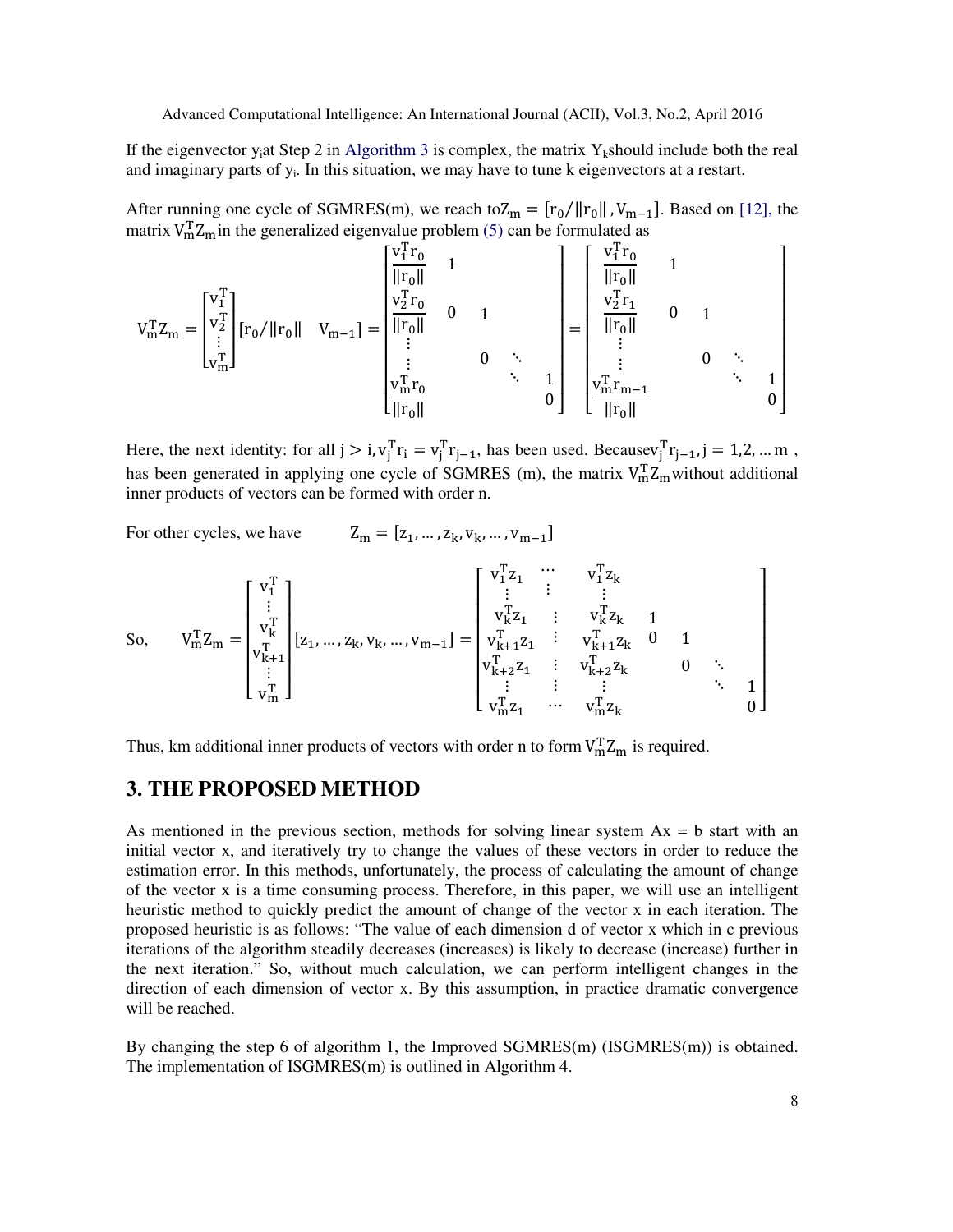If the eigenvector $y_i$ at Step 2 in Algorithm 3 is complex, the matrix $Y_k$ should include both the real and imaginary parts of $y_i$. In this situation, we may have to tune k eigenvectors at a restart.

After running one cycle of SGMRES(m), we reach to $Z_m = [r_0/\|r_0\|, V_{m-1}]$. Based on [12], the matrix $V_m^T Z_m$ in the generalized eigenvalue problem (5) can be formulated as

$$V_m^T Z_m = \begin{bmatrix} v_1^T \\ v_2^T \\ \vdots \\ v_m^T \end{bmatrix} \begin{bmatrix} r_0/\|r_0\| & V_{m-1} \end{bmatrix} = \begin{bmatrix} \frac{v_1^T r_0}{\|r_0\|} & 1 & & & \\ \frac{v_2^T r_0}{\|r_0\|} & 0 & 1 & & \\ \vdots & & 0 & \ddots & \\ \vdots & & & \ddots & 1 \\ \frac{v_m^T r_0}{\|r_0\|} & & & & 0 \end{bmatrix} = \begin{bmatrix} \frac{v_1^T r_0}{\|r_0\|} & 1 & & & \\ \frac{v_2^T r_1}{\|r_0\|} & 0 & 1 & & \\ \vdots & & & & \\ \vdots & & 0 & \ddots & \\ \frac{v_m^T r_{m-1}}{\|r_0\|} & & & \ddots & 1 \\ & & & & 0 \end{bmatrix}$$

Here, the next identity: for all $j > i, v_j^T r_i = v_j^T r_{j-1}$, has been used. Because $v_j^T r_{j-1}, j = 1,2, \dots m$, has been generated in applying one cycle of SGMRES (m), the matrix $V_m^T Z_m$ without additional inner products of vectors can be formed with order n.

For other cycles, we have $\quad Z_m = [z_1, \dots, z_k, v_k, \dots, v_{m-1}]$

So,
$$V_m^T Z_m = \begin{bmatrix} v_1^T \\ \vdots \\ v_k^T \\ v_{k+1}^T \\ \vdots \\ v_m^T \end{bmatrix} [z_1, \dots, z_k, v_k, \dots, v_{m-1}] = \begin{bmatrix} v_1^T z_1 & \cdots & v_1^T z_k & & & & \\ \vdots & \vdots & \vdots & & & & \\ v_k^T z_1 & \vdots & v_k^T z_k & 1 & & & \\ v_{k+1}^T z_1 & \vdots & v_{k+1}^T z_k & 0 & 1 & & \\ v_{k+2}^T z_1 & \vdots & v_{k+2}^T z_k & & 0 & \ddots & \\ \vdots & \vdots & \vdots & & & \ddots & 1 \\ v_m^T z_1 & \cdots & v_m^T z_k & & & & 0 \end{bmatrix}$$

Thus, km additional inner products of vectors with order n to form $V_m^T Z_m$ is required.

## 3. THE PROPOSED METHOD

As mentioned in the previous section, methods for solving linear system Ax = b start with an initial vector x, and iteratively try to change the values of these vectors in order to reduce the estimation error. In this methods, unfortunately, the process of calculating the amount of change of the vector x is a time consuming process. Therefore, in this paper, we will use an intelligent heuristic method to quickly predict the amount of change of the vector x in each iteration. The proposed heuristic is as follows: "The value of each dimension d of vector x which in c previous iterations of the algorithm steadily decreases (increases) is likely to decrease (increase) further in the next iteration." So, without much calculation, we can perform intelligent changes in the direction of each dimension of vector x. By this assumption, in practice dramatic convergence will be reached.

By changing the step 6 of algorithm 1, the Improved SGMRES(m) (ISGMRES(m)) is obtained. The implementation of ISGMRES(m) is outlined in Algorithm 4.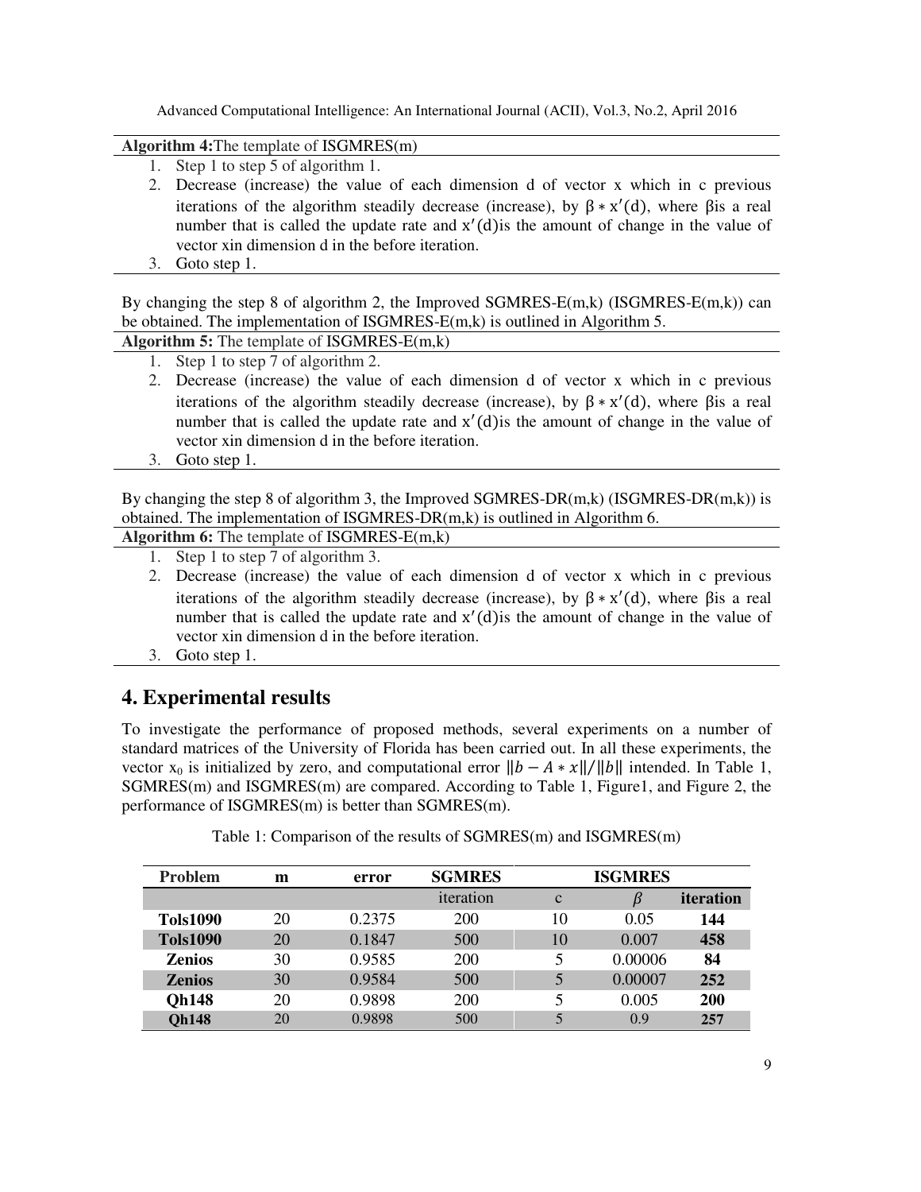**Algorithm 4:** The template of ISGMRES(m)

1. Step 1 to step 5 of algorithm 1.
2. Decrease (increase) the value of each dimension d of vector x which in c previous iterations of the algorithm steadily decrease (increase), by $\beta * x'(d)$, where $\beta$ is a real number that is called the update rate and $x'(d)$ is the amount of change in the value of vector x in dimension d in the before iteration.
3. Goto step 1.

By changing the step 8 of algorithm 2, the Improved SGMRES-E(m,k) (ISGMRES-E(m,k)) can be obtained. The implementation of ISGMRES-E(m,k) is outlined in Algorithm 5.

**Algorithm 5:** The template of ISGMRES-E(m,k)

1. Step 1 to step 7 of algorithm 2.
2. Decrease (increase) the value of each dimension d of vector x which in c previous iterations of the algorithm steadily decrease (increase), by $\beta * x'(d)$, where $\beta$ is a real number that is called the update rate and $x'(d)$ is the amount of change in the value of vector x in dimension d in the before iteration.
3. Goto step 1.

By changing the step 8 of algorithm 3, the Improved SGMRES-DR(m,k) (ISGMRES-DR(m,k)) is obtained. The implementation of ISGMRES-DR(m,k) is outlined in Algorithm 6.

**Algorithm 6:** The template of ISGMRES-E(m,k)

1. Step 1 to step 7 of algorithm 3.
2. Decrease (increase) the value of each dimension d of vector x which in c previous iterations of the algorithm steadily decrease (increase), by $\beta * x'(d)$, where $\beta$ is a real number that is called the update rate and $x'(d)$ is the amount of change in the value of vector x in dimension d in the before iteration.
3. Goto step 1.

## 4. Experimental results

To investigate the performance of proposed methods, several experiments on a number of standard matrices of the University of Florida has been carried out. In all these experiments, the vector $x_0$ is initialized by zero, and computational error $\|b - A * x\| / \|b\|$ intended. In Table 1, SGMRES(m) and ISGMRES(m) are compared. According to Table 1, Figure1, and Figure 2, the performance of ISGMRES(m) is better than SGMRES(m).

Table 1: Comparison of the results of SGMRES(m) and ISGMRES(m)

| Problem | m | error | SGMRES | ISGMRES | | |
|---|---|---|---|---|---|---|
| | | | iteration | c | $\beta$ | **iteration** |
| **Tols1090** | 20 | 0.2375 | 200 | 10 | 0.05 | **144** |
| **Tols1090** | 20 | 0.1847 | 500 | 10 | 0.007 | **458** |
| **Zenios** | 30 | 0.9585 | 200 | 5 | 0.00006 | **84** |
| **Zenios** | 30 | 0.9584 | 500 | 5 | 0.00007 | **252** |
| **Qh148** | 20 | 0.9898 | 200 | 5 | 0.005 | **200** |
| **Qh148** | 20 | 0.9898 | 500 | 5 | 0.9 | **257** |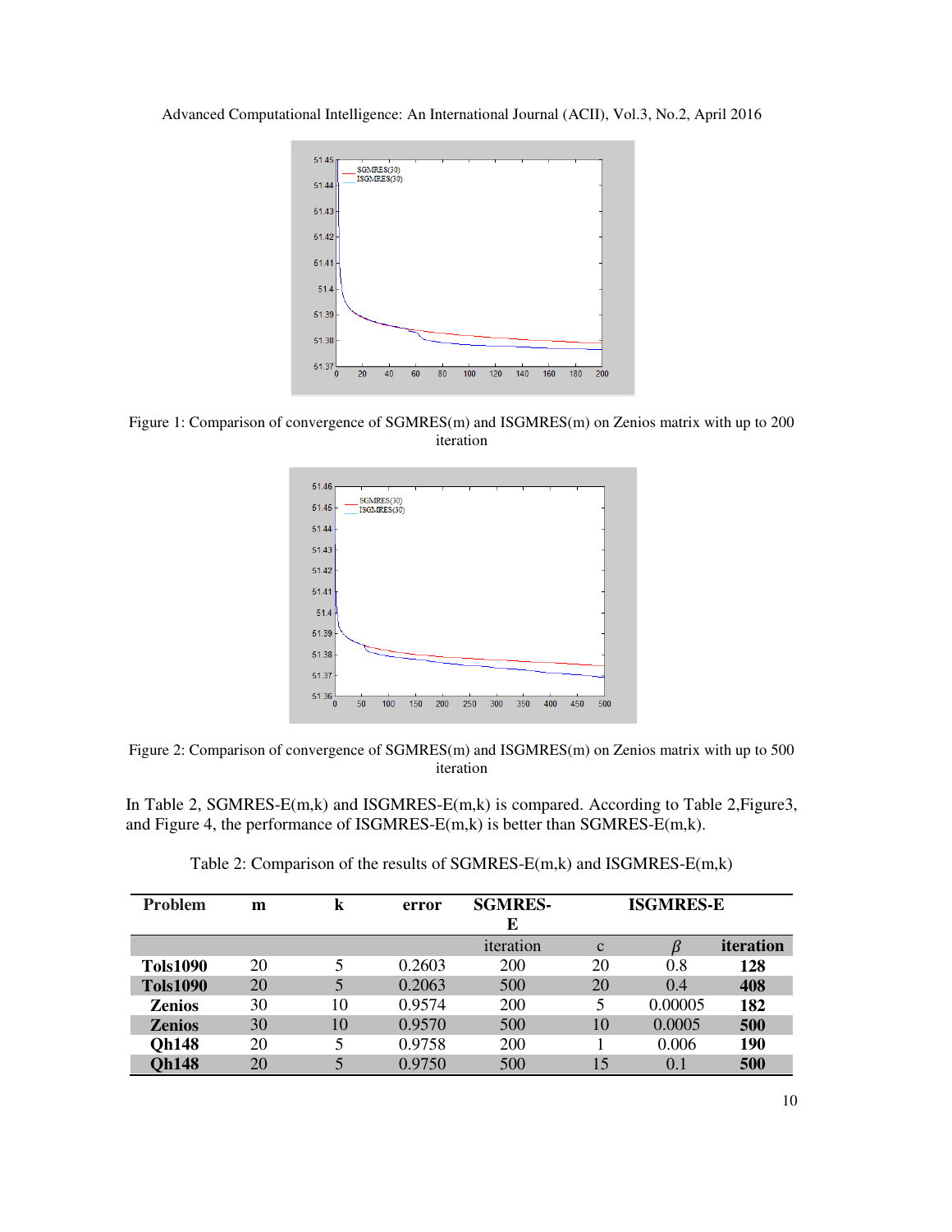Figure 1: Comparison of convergence of SGMRES(m) and ISGMRES(m) on Zenios matrix with up to 200 iteration

Figure 2: Comparison of convergence of SGMRES(m) and ISGMRES(m) on Zenios matrix with up to 500 iteration

In Table 2, SGMRES-E(m,k) and ISGMRES-E(m,k) is compared. According to Table 2,Figure3, and Figure 4, the performance of ISGMRES-E(m,k) is better than SGMRES-E(m,k).

Table 2: Comparison of the results of SGMRES-E(m,k) and ISGMRES-E(m,k)

| **Problem** | **m** | **k** | **error** | **SGMRES-E** | **ISGMRES-E** | | |
|---|---|---|---|---|---|---|---|
| | | | | iteration | c | $\beta$ | **iteration** |
| **Tols1090** | 20 | 5 | 0.2603 | 200 | 20 | 0.8 | **128** |
| **Tols1090** | 20 | 5 | 0.2063 | 500 | 20 | 0.4 | **408** |
| **Zenios** | 30 | 10 | 0.9574 | 200 | 5 | 0.00005 | **182** |
| **Zenios** | 30 | 10 | 0.9570 | 500 | 10 | 0.0005 | **500** |
| **Qh148** | 20 | 5 | 0.9758 | 200 | 1 | 0.006 | **190** |
| **Qh148** | 20 | 5 | 0.9750 | 500 | 15 | 0.1 | **500** |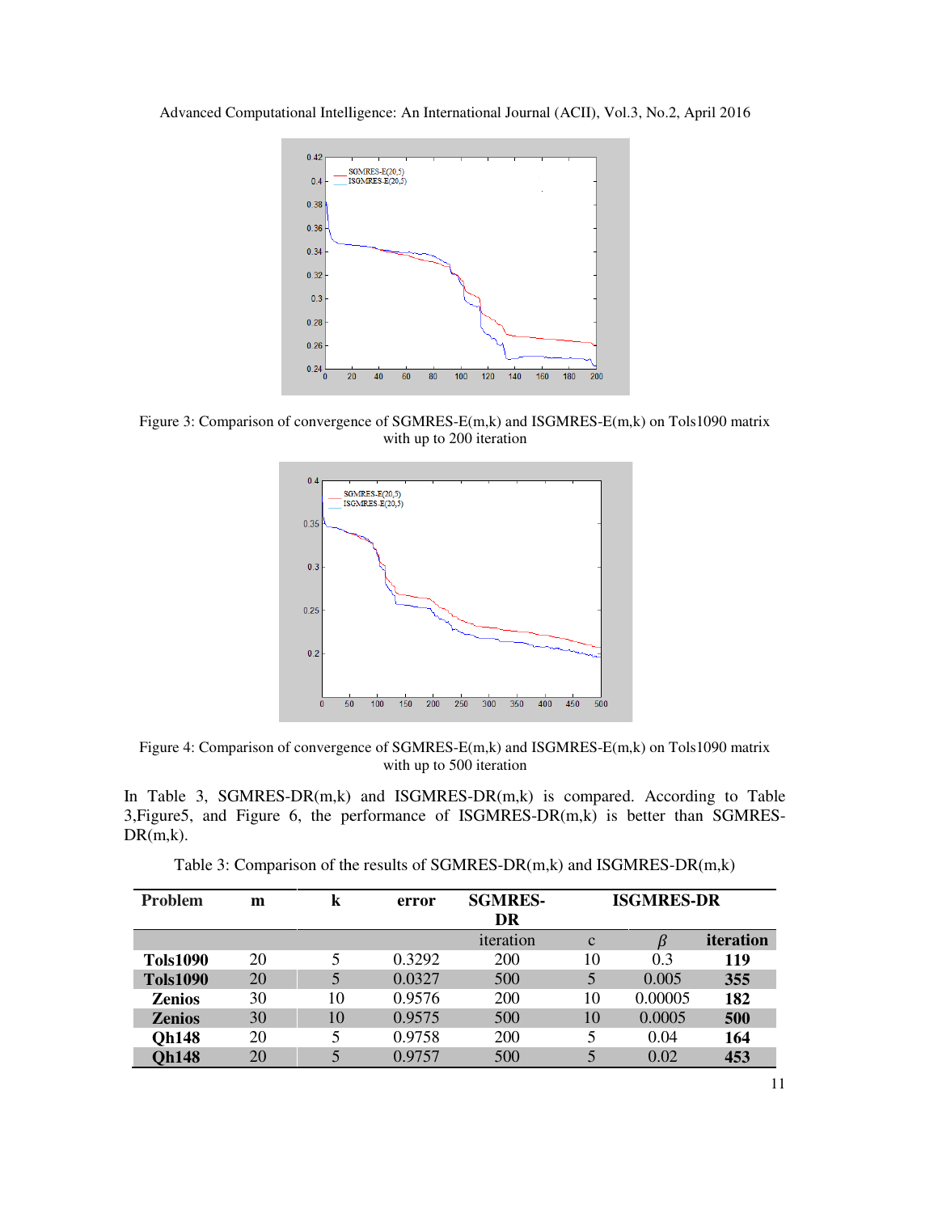Figure 3: Comparison of convergence of SGMRES-E(m,k) and ISGMRES-E(m,k) on Tols1090 matrix with up to 200 iteration

Figure 4: Comparison of convergence of SGMRES-E(m,k) and ISGMRES-E(m,k) on Tols1090 matrix with up to 500 iteration

In Table 3, SGMRES-DR(m,k) and ISGMRES-DR(m,k) is compared. According to Table 3,Figure5, and Figure 6, the performance of ISGMRES-DR(m,k) is better than SGMRES-DR(m,k).

Table 3: Comparison of the results of SGMRES-DR(m,k) and ISGMRES-DR(m,k)

| Problem | m | k | error | SGMRES-DR | ISGMRES-DR | | |
|---|---|---|---|---|---|---|---|
| | | | | iteration | c | $\beta$ | **iteration** |
| **Tols1090** | 20 | 5 | 0.3292 | 200 | 10 | 0.3 | **119** |
| **Tols1090** | 20 | 5 | 0.0327 | 500 | 5 | 0.005 | **355** |
| **Zenios** | 30 | 10 | 0.9576 | 200 | 10 | 0.00005 | **182** |
| **Zenios** | 30 | 10 | 0.9575 | 500 | 10 | 0.0005 | **500** |
| **Qh148** | 20 | 5 | 0.9758 | 200 | 5 | 0.04 | **164** |
| **Qh148** | 20 | 5 | 0.9757 | 500 | 5 | 0.02 | **453** |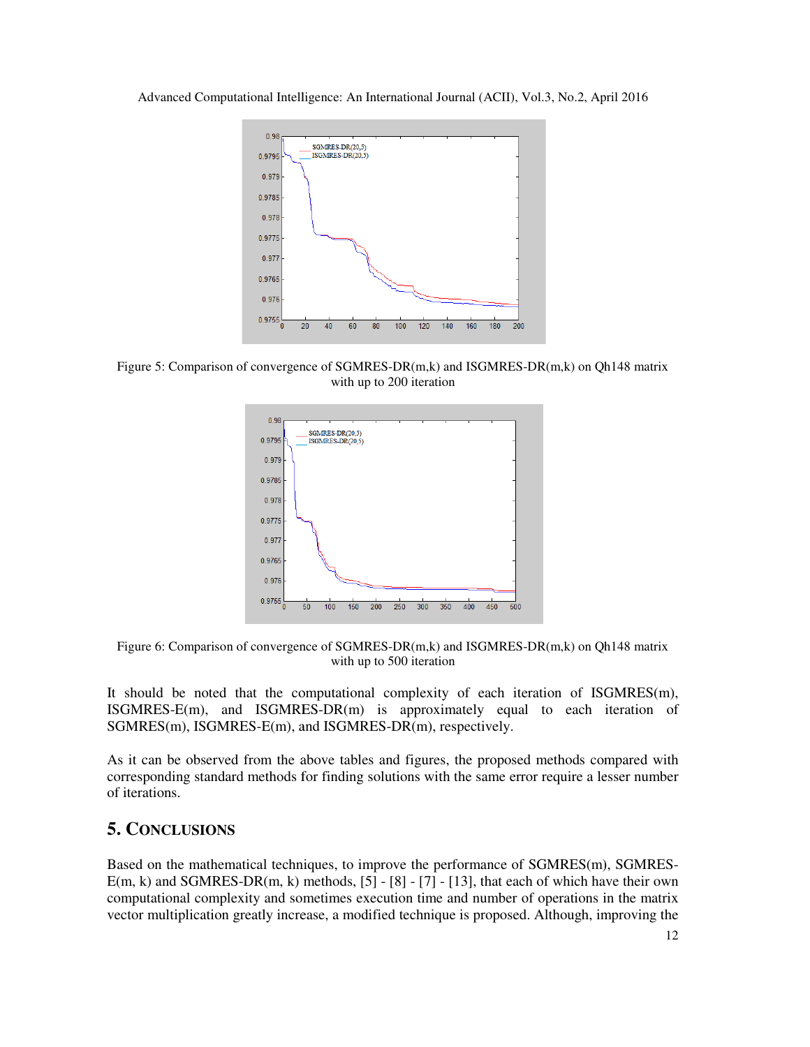Figure 5: Comparison of convergence of SGMRES-DR(m,k) and ISGMRES-DR(m,k) on Qh148 matrix with up to 200 iteration

Figure 6: Comparison of convergence of SGMRES-DR(m,k) and ISGMRES-DR(m,k) on Qh148 matrix with up to 500 iteration

It should be noted that the computational complexity of each iteration of ISGMRES(m), ISGMRES-E(m), and ISGMRES-DR(m) is approximately equal to each iteration of SGMRES(m), ISGMRES-E(m), and ISGMRES-DR(m), respectively.

As it can be observed from the above tables and figures, the proposed methods compared with corresponding standard methods for finding solutions with the same error require a lesser number of iterations.

## 5. CONCLUSIONS

Based on the mathematical techniques, to improve the performance of SGMRES(m), SGMRES-E(m, k) and SGMRES-DR(m, k) methods, [5] - [8] - [7] - [13], that each of which have their own computational complexity and sometimes execution time and number of operations in the matrix vector multiplication greatly increase, a modified technique is proposed. Although, improving the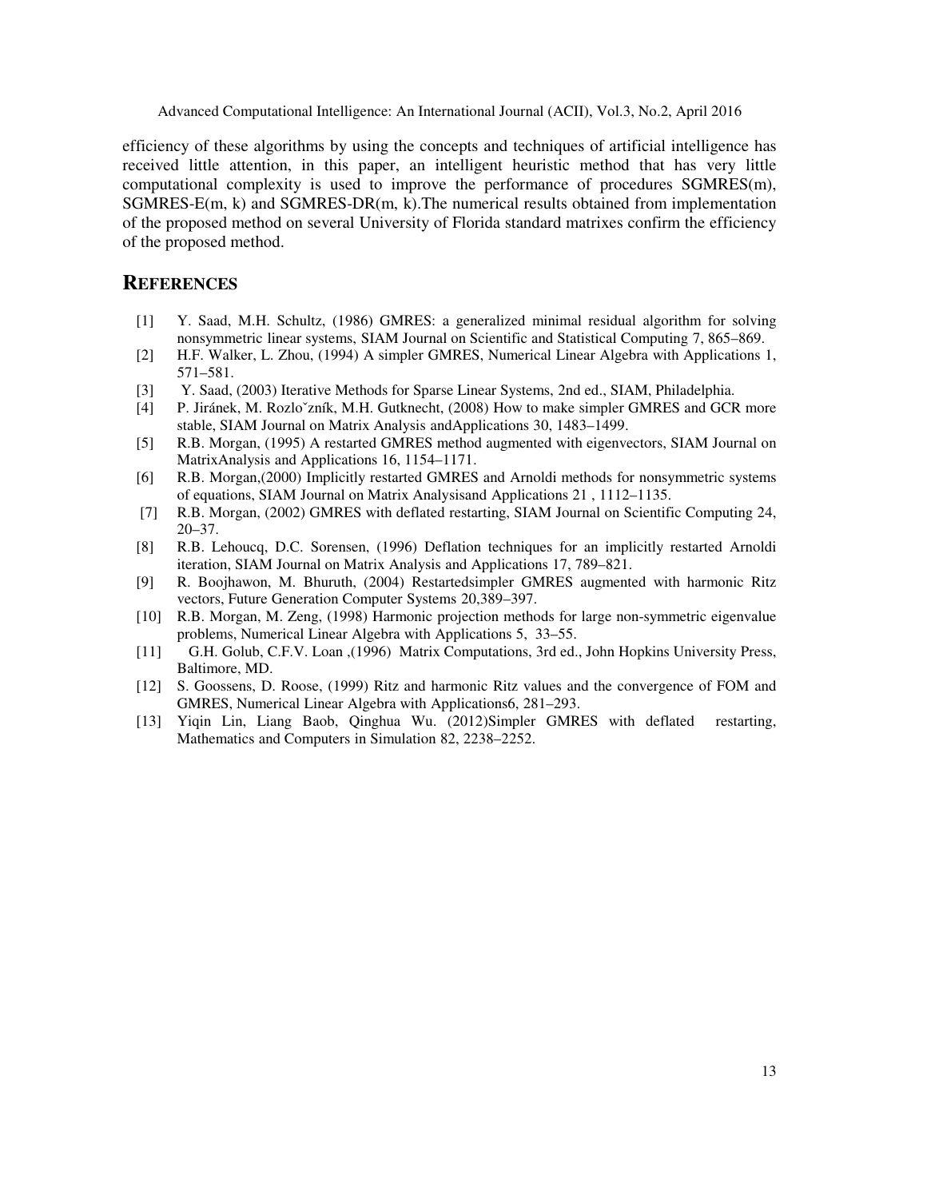efficiency of these algorithms by using the concepts and techniques of artificial intelligence has received little attention, in this paper, an intelligent heuristic method that has very little computational complexity is used to improve the performance of procedures SGMRES(m), SGMRES-E(m, k) and SGMRES-DR(m, k).The numerical results obtained from implementation of the proposed method on several University of Florida standard matrixes confirm the efficiency of the proposed method.

## REFERENCES

[1] Y. Saad, M.H. Schultz, (1986) GMRES: a generalized minimal residual algorithm for solving nonsymmetric linear systems, SIAM Journal on Scientific and Statistical Computing 7, 865–869.

[2] H.F. Walker, L. Zhou, (1994) A simpler GMRES, Numerical Linear Algebra with Applications 1, 571–581.

[3] Y. Saad, (2003) Iterative Methods for Sparse Linear Systems, 2nd ed., SIAM, Philadelphia.

[4] P. Jiránek, M. Rozloˇzník, M.H. Gutknecht, (2008) How to make simpler GMRES and GCR more stable, SIAM Journal on Matrix Analysis andApplications 30, 1483–1499.

[5] R.B. Morgan, (1995) A restarted GMRES method augmented with eigenvectors, SIAM Journal on MatrixAnalysis and Applications 16, 1154–1171.

[6] R.B. Morgan,(2000) Implicitly restarted GMRES and Arnoldi methods for nonsymmetric systems of equations, SIAM Journal on Matrix Analysisand Applications 21 , 1112–1135.

[7] R.B. Morgan, (2002) GMRES with deflated restarting, SIAM Journal on Scientific Computing 24, 20–37.

[8] R.B. Lehoucq, D.C. Sorensen, (1996) Deflation techniques for an implicitly restarted Arnoldi iteration, SIAM Journal on Matrix Analysis and Applications 17, 789–821.

[9] R. Boojhawon, M. Bhuruth, (2004) Restartedsimpler GMRES augmented with harmonic Ritz vectors, Future Generation Computer Systems 20,389–397.

[10] R.B. Morgan, M. Zeng, (1998) Harmonic projection methods for large non-symmetric eigenvalue problems, Numerical Linear Algebra with Applications 5, 33–55.

[11] G.H. Golub, C.F.V. Loan ,(1996) Matrix Computations, 3rd ed., John Hopkins University Press, Baltimore, MD.

[12] S. Goossens, D. Roose, (1999) Ritz and harmonic Ritz values and the convergence of FOM and GMRES, Numerical Linear Algebra with Applications6, 281–293.

[13] Yiqin Lin, Liang Baob, Qinghua Wu. (2012)Simpler GMRES with deflated restarting, Mathematics and Computers in Simulation 82, 2238–2252.